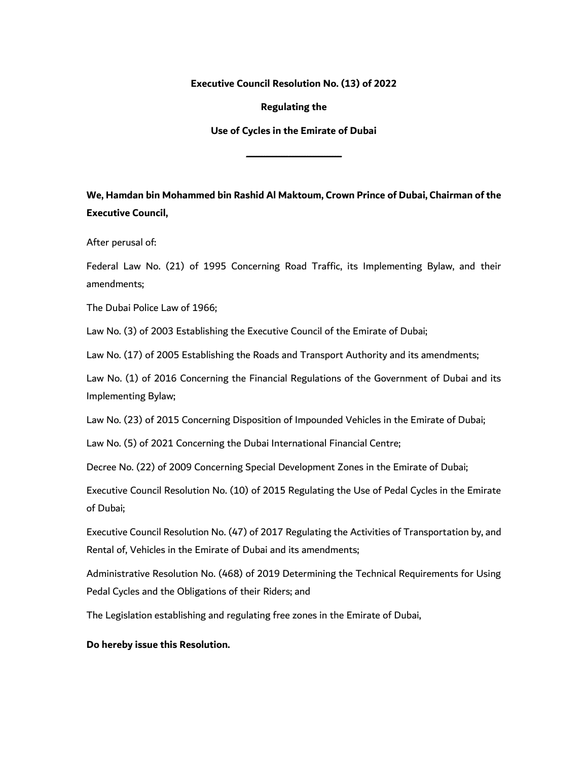**Executive Council Resolution No. (13) of 2022**

**Regulating the**

**Use of Cycles in the Emirate of Dubai**

\_\_\_\_\_\_\_\_\_\_\_\_\_\_\_\_\_\_

**We, Hamdan bin Mohammed bin Rashid Al Maktoum, Crown Prince of Dubai, Chairman of the Executive Council,**

After perusal of:

Federal Law No. (21) of 1995 Concerning Road Traffic, its Implementing Bylaw, and their amendments;

The Dubai Police Law of 1966;

Law No. (3) of 2003 Establishing the Executive Council of the Emirate of Dubai;

Law No. (17) of 2005 Establishing the Roads and Transport Authority and its amendments;

Law No. (1) of 2016 Concerning the Financial Regulations of the Government of Dubai and its Implementing Bylaw;

Law No. (23) of 2015 Concerning Disposition of Impounded Vehicles in the Emirate of Dubai;

Law No. (5) of 2021 Concerning the Dubai International Financial Centre;

Decree No. (22) of 2009 Concerning Special Development Zones in the Emirate of Dubai;

Executive Council Resolution No. (10) of 2015 Regulating the Use of Pedal Cycles in the Emirate of Dubai;

Executive Council Resolution No. (47) of 2017 Regulating the Activities of Transportation by, and Rental of, Vehicles in the Emirate of Dubai and its amendments;

Administrative Resolution No. (468) of 2019 Determining the Technical Requirements for Using Pedal Cycles and the Obligations of their Riders; and

The Legislation establishing and regulating free zones in the Emirate of Dubai,

**Do hereby issue this Resolution.**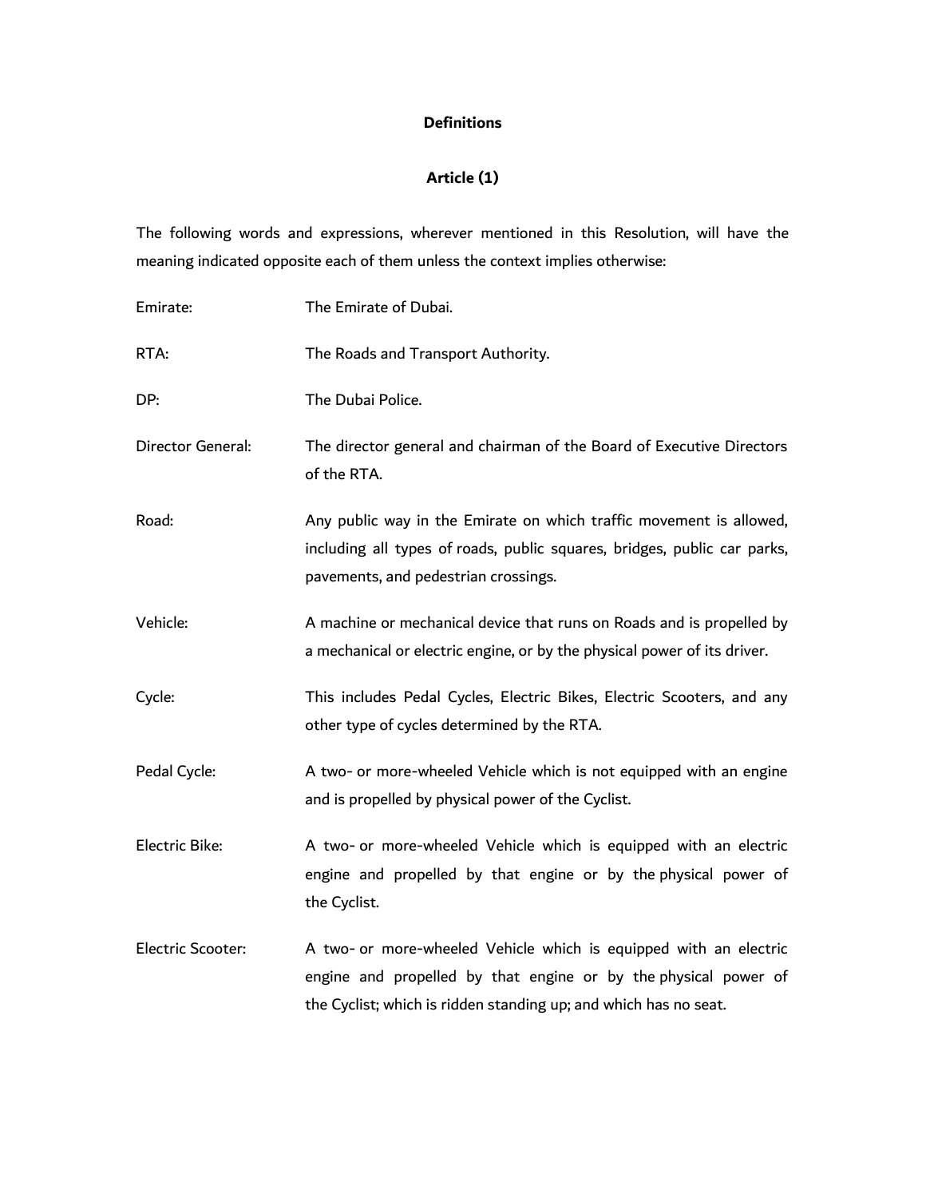## Definitions

## Article (1)

The following words and expressions, wherever mentioned in this Resolution, will have the meaning indicated opposite each of them unless the context implies otherwise:

| | |
|---|---|
| Emirate: | The Emirate of Dubai. |
| RTA: | The Roads and Transport Authority. |
| DP: | The Dubai Police. |
| Director General: | The director general and chairman of the Board of Executive Directors of the RTA. |
| Road: | Any public way in the Emirate on which traffic movement is allowed, including all types of roads, public squares, bridges, public car parks, pavements, and pedestrian crossings. |
| Vehicle: | A machine or mechanical device that runs on Roads and is propelled by a mechanical or electric engine, or by the physical power of its driver. |
| Cycle: | This includes Pedal Cycles, Electric Bikes, Electric Scooters, and any other type of cycles determined by the RTA. |
| Pedal Cycle: | A two- or more-wheeled Vehicle which is not equipped with an engine and is propelled by physical power of the Cyclist. |
| Electric Bike: | A two- or more-wheeled Vehicle which is equipped with an electric engine and propelled by that engine or by the physical power of the Cyclist. |
| Electric Scooter: | A two- or more-wheeled Vehicle which is equipped with an electric engine and propelled by that engine or by the physical power of the Cyclist; which is ridden standing up; and which has no seat. |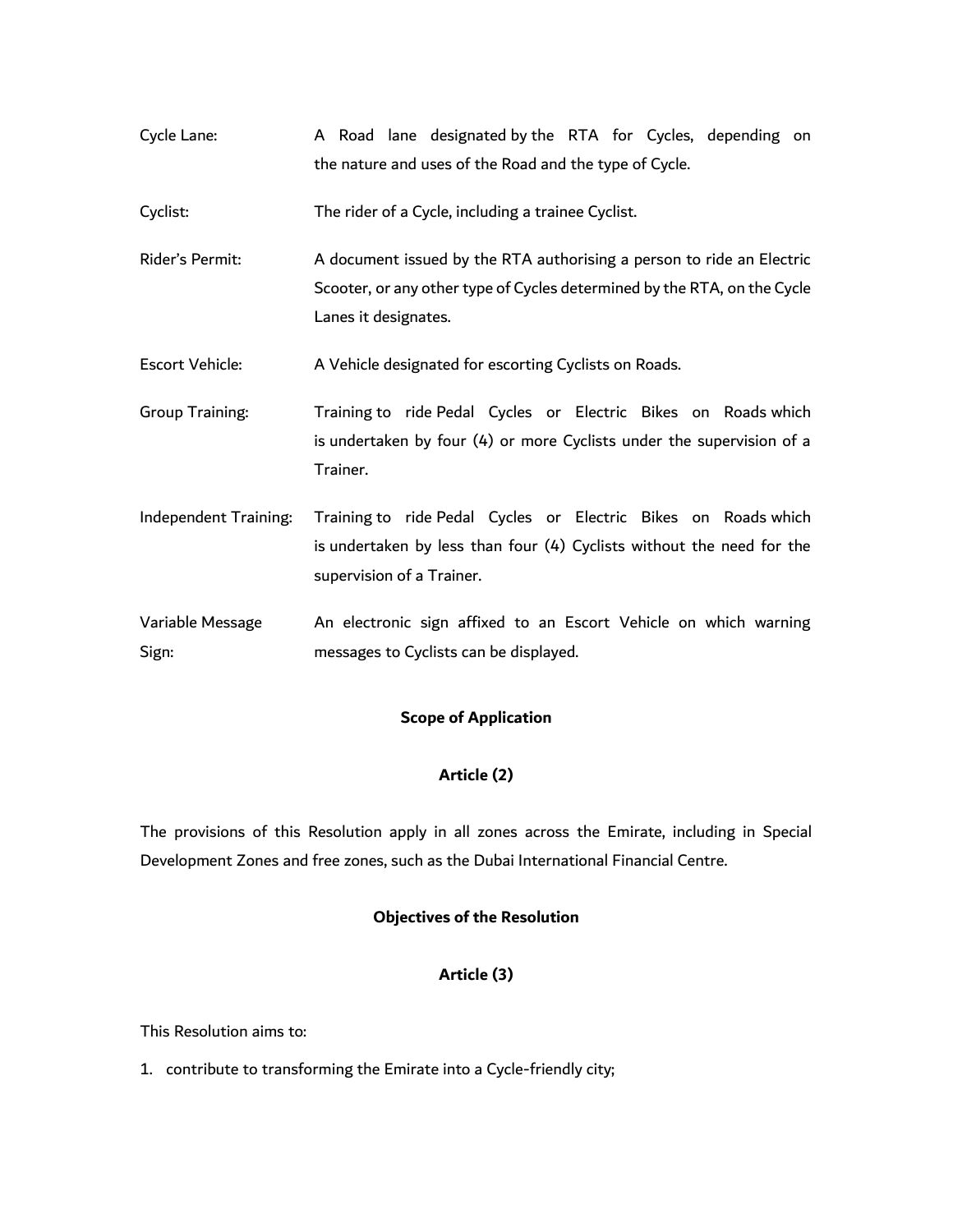| | |
|---|---|
| Cycle Lane: | A Road lane designated by the RTA for Cycles, depending on the nature and uses of the Road and the type of Cycle. |
| Cyclist: | The rider of a Cycle, including a trainee Cyclist. |
| Rider's Permit: | A document issued by the RTA authorising a person to ride an Electric Scooter, or any other type of Cycles determined by the RTA, on the Cycle Lanes it designates. |
| Escort Vehicle: | A Vehicle designated for escorting Cyclists on Roads. |
| Group Training: | Training to ride Pedal Cycles or Electric Bikes on Roads which is undertaken by four (4) or more Cyclists under the supervision of a Trainer. |
| Independent Training: | Training to ride Pedal Cycles or Electric Bikes on Roads which is undertaken by less than four (4) Cyclists without the need for the supervision of a Trainer. |
| Variable Message Sign: | An electronic sign affixed to an Escort Vehicle on which warning messages to Cyclists can be displayed. |

**Scope of Application**

**Article (2)**

The provisions of this Resolution apply in all zones across the Emirate, including in Special Development Zones and free zones, such as the Dubai International Financial Centre.

**Objectives of the Resolution**

**Article (3)**

This Resolution aims to:

1. contribute to transforming the Emirate into a Cycle-friendly city;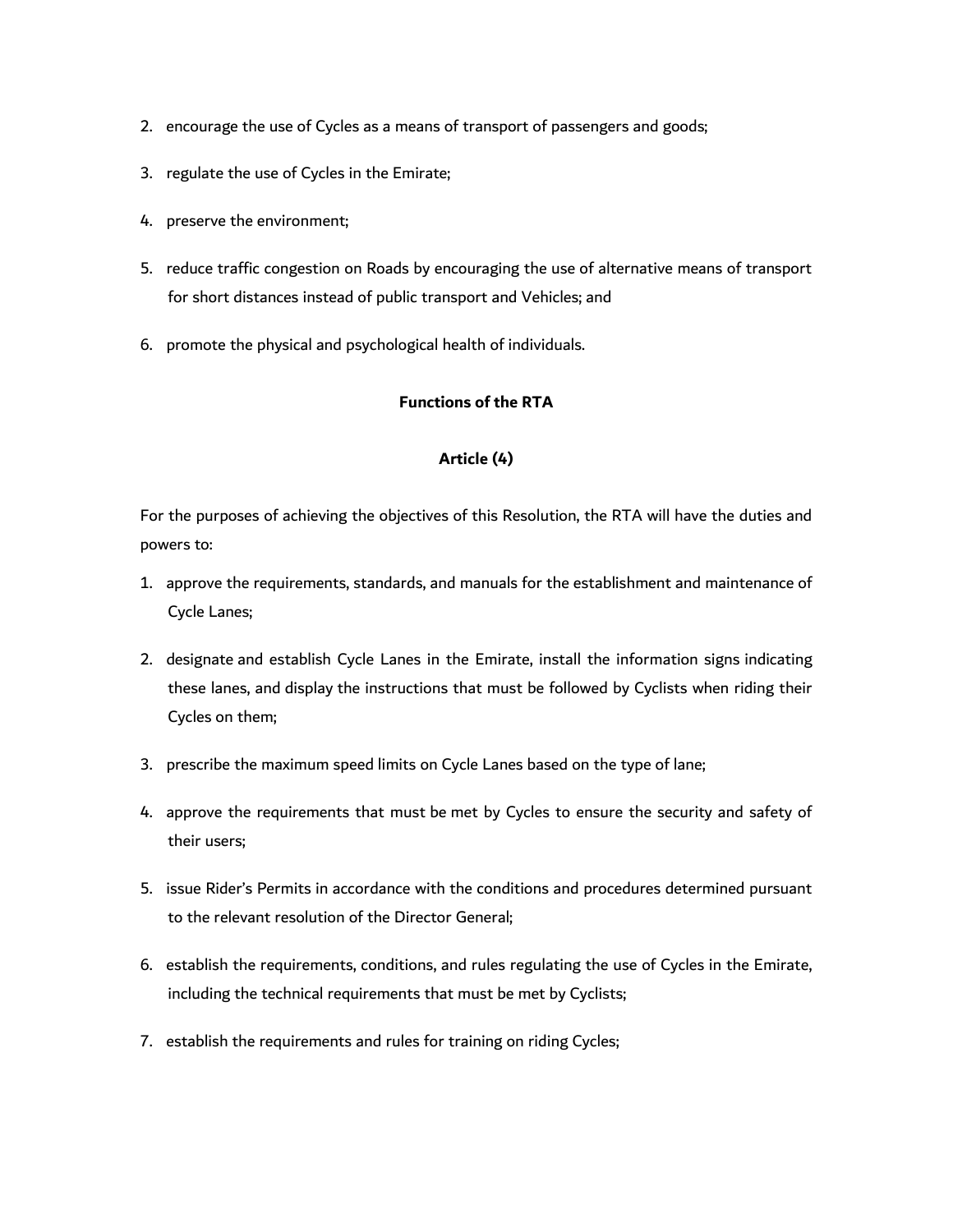2. encourage the use of Cycles as a means of transport of passengers and goods;
3. regulate the use of Cycles in the Emirate;
4. preserve the environment;
5. reduce traffic congestion on Roads by encouraging the use of alternative means of transport for short distances instead of public transport and Vehicles; and
6. promote the physical and psychological health of individuals.

**Functions of the RTA**

**Article (4)**

For the purposes of achieving the objectives of this Resolution, the RTA will have the duties and powers to:

1. approve the requirements, standards, and manuals for the establishment and maintenance of Cycle Lanes;
2. designate and establish Cycle Lanes in the Emirate, install the information signs indicating these lanes, and display the instructions that must be followed by Cyclists when riding their Cycles on them;
3. prescribe the maximum speed limits on Cycle Lanes based on the type of lane;
4. approve the requirements that must be met by Cycles to ensure the security and safety of their users;
5. issue Rider's Permits in accordance with the conditions and procedures determined pursuant to the relevant resolution of the Director General;
6. establish the requirements, conditions, and rules regulating the use of Cycles in the Emirate, including the technical requirements that must be met by Cyclists;
7. establish the requirements and rules for training on riding Cycles;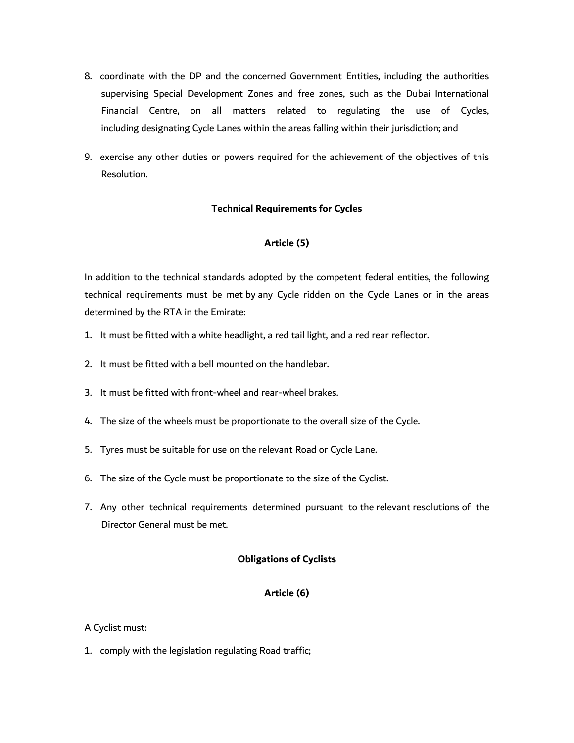8. coordinate with the DP and the concerned Government Entities, including the authorities supervising Special Development Zones and free zones, such as the Dubai International Financial Centre, on all matters related to regulating the use of Cycles, including designating Cycle Lanes within the areas falling within their jurisdiction; and

9. exercise any other duties or powers required for the achievement of the objectives of this Resolution.

**Technical Requirements for Cycles**

**Article (5)**

In addition to the technical standards adopted by the competent federal entities, the following technical requirements must be met by any Cycle ridden on the Cycle Lanes or in the areas determined by the RTA in the Emirate:

1. It must be fitted with a white headlight, a red tail light, and a red rear reflector.
2. It must be fitted with a bell mounted on the handlebar.
3. It must be fitted with front-wheel and rear-wheel brakes.
4. The size of the wheels must be proportionate to the overall size of the Cycle.
5. Tyres must be suitable for use on the relevant Road or Cycle Lane.
6. The size of the Cycle must be proportionate to the size of the Cyclist.
7. Any other technical requirements determined pursuant to the relevant resolutions of the Director General must be met.

**Obligations of Cyclists**

**Article (6)**

A Cyclist must:

1. comply with the legislation regulating Road traffic;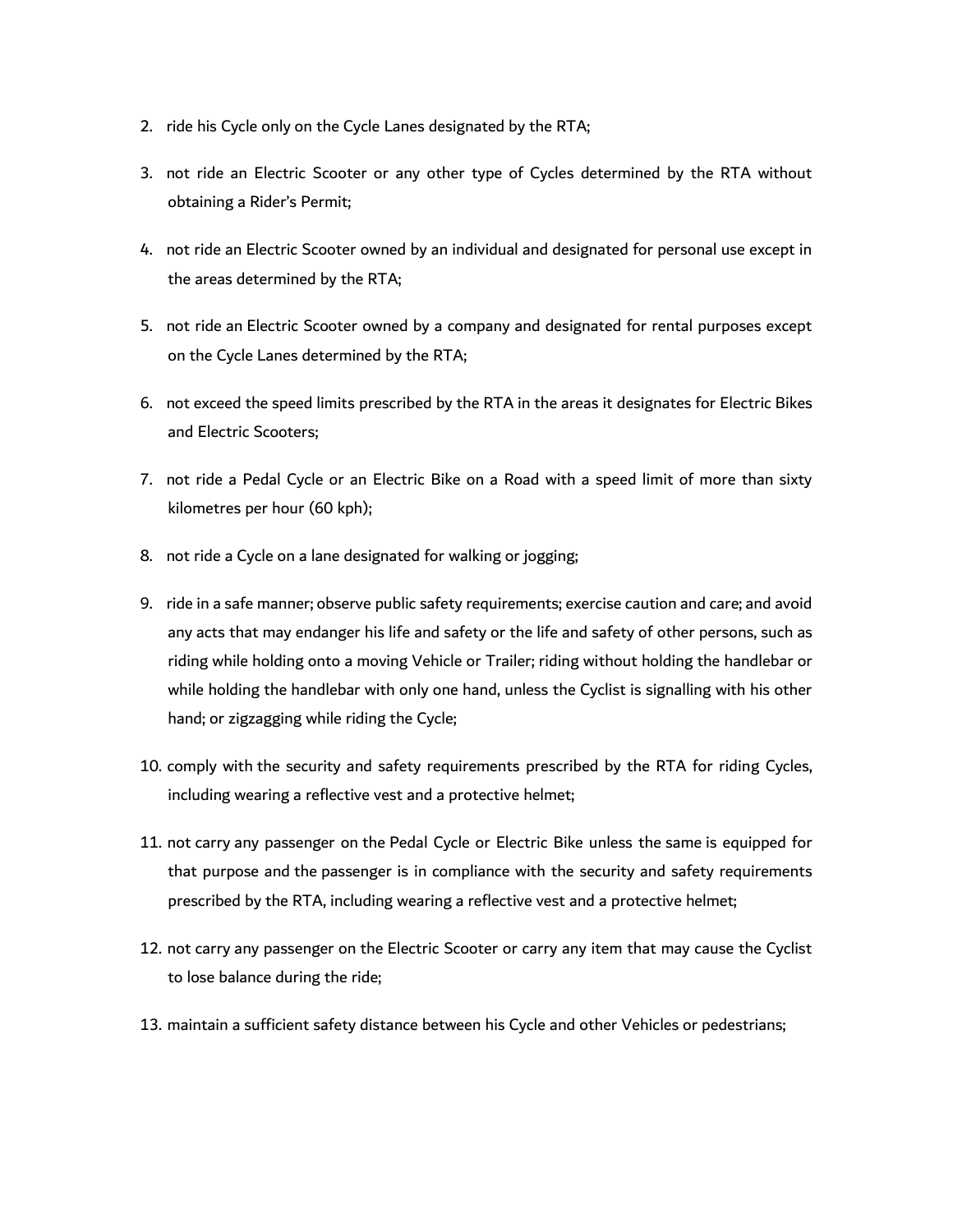2. ride his Cycle only on the Cycle Lanes designated by the RTA;
3. not ride an Electric Scooter or any other type of Cycles determined by the RTA without obtaining a Rider's Permit;
4. not ride an Electric Scooter owned by an individual and designated for personal use except in the areas determined by the RTA;
5. not ride an Electric Scooter owned by a company and designated for rental purposes except on the Cycle Lanes determined by the RTA;
6. not exceed the speed limits prescribed by the RTA in the areas it designates for Electric Bikes and Electric Scooters;
7. not ride a Pedal Cycle or an Electric Bike on a Road with a speed limit of more than sixty kilometres per hour (60 kph);
8. not ride a Cycle on a lane designated for walking or jogging;
9. ride in a safe manner; observe public safety requirements; exercise caution and care; and avoid any acts that may endanger his life and safety or the life and safety of other persons, such as riding while holding onto a moving Vehicle or Trailer; riding without holding the handlebar or while holding the handlebar with only one hand, unless the Cyclist is signalling with his other hand; or zigzagging while riding the Cycle;
10. comply with the security and safety requirements prescribed by the RTA for riding Cycles, including wearing a reflective vest and a protective helmet;
11. not carry any passenger on the Pedal Cycle or Electric Bike unless the same is equipped for that purpose and the passenger is in compliance with the security and safety requirements prescribed by the RTA, including wearing a reflective vest and a protective helmet;
12. not carry any passenger on the Electric Scooter or carry any item that may cause the Cyclist to lose balance during the ride;
13. maintain a sufficient safety distance between his Cycle and other Vehicles or pedestrians;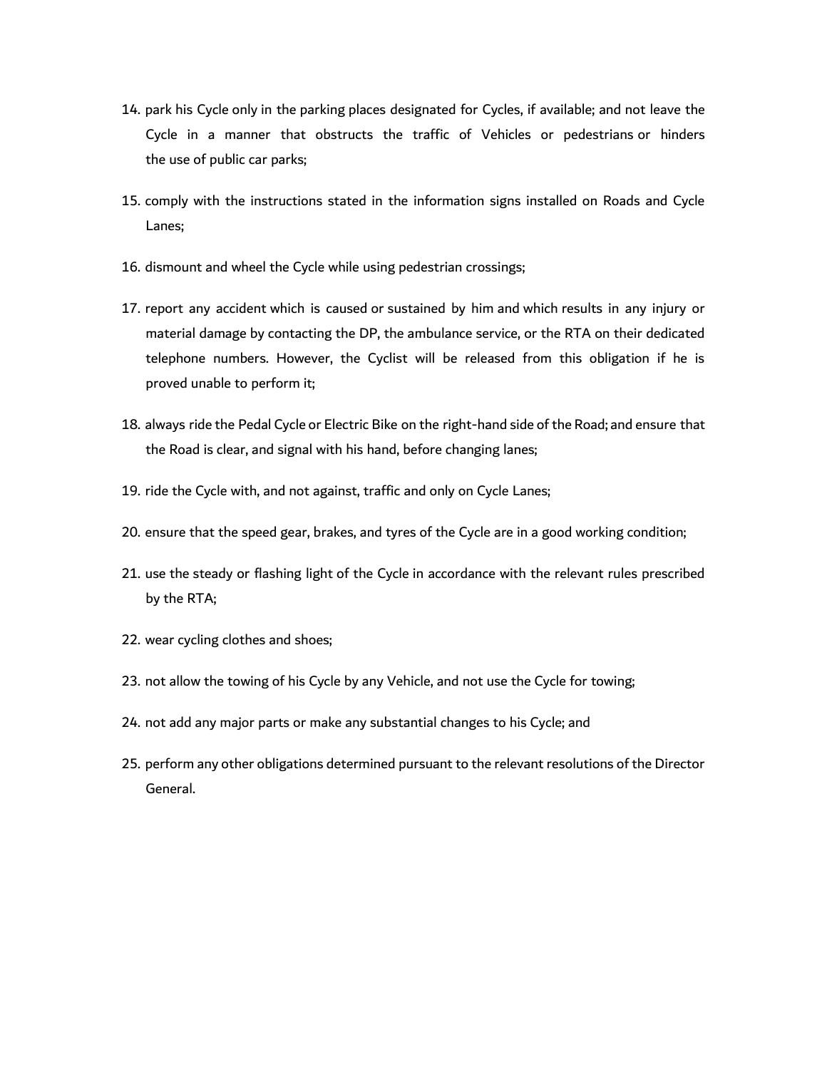14. park his Cycle only in the parking places designated for Cycles, if available; and not leave the Cycle in a manner that obstructs the traffic of Vehicles or pedestrians or hinders the use of public car parks;

15. comply with the instructions stated in the information signs installed on Roads and Cycle Lanes;

16. dismount and wheel the Cycle while using pedestrian crossings;

17. report any accident which is caused or sustained by him and which results in any injury or material damage by contacting the DP, the ambulance service, or the RTA on their dedicated telephone numbers. However, the Cyclist will be released from this obligation if he is proved unable to perform it;

18. always ride the Pedal Cycle or Electric Bike on the right-hand side of the Road; and ensure that the Road is clear, and signal with his hand, before changing lanes;

19. ride the Cycle with, and not against, traffic and only on Cycle Lanes;

20. ensure that the speed gear, brakes, and tyres of the Cycle are in a good working condition;

21. use the steady or flashing light of the Cycle in accordance with the relevant rules prescribed by the RTA;

22. wear cycling clothes and shoes;

23. not allow the towing of his Cycle by any Vehicle, and not use the Cycle for towing;

24. not add any major parts or make any substantial changes to his Cycle; and

25. perform any other obligations determined pursuant to the relevant resolutions of the Director General.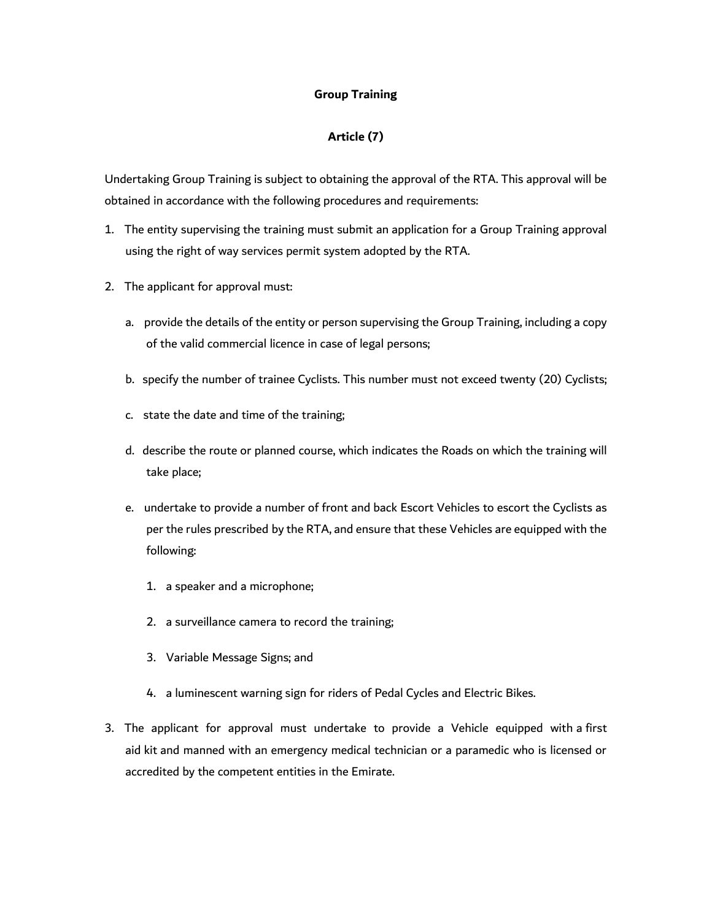## Group Training

### Article (7)

Undertaking Group Training is subject to obtaining the approval of the RTA. This approval will be obtained in accordance with the following procedures and requirements:

1. The entity supervising the training must submit an application for a Group Training approval using the right of way services permit system adopted by the RTA.

2. The applicant for approval must:

   a. provide the details of the entity or person supervising the Group Training, including a copy of the valid commercial licence in case of legal persons;

   b. specify the number of trainee Cyclists. This number must not exceed twenty (20) Cyclists;

   c. state the date and time of the training;

   d. describe the route or planned course, which indicates the Roads on which the training will take place;

   e. undertake to provide a number of front and back Escort Vehicles to escort the Cyclists as per the rules prescribed by the RTA, and ensure that these Vehicles are equipped with the following:

      1. a speaker and a microphone;

      2. a surveillance camera to record the training;

      3. Variable Message Signs; and

      4. a luminescent warning sign for riders of Pedal Cycles and Electric Bikes.

3. The applicant for approval must undertake to provide a Vehicle equipped with a first aid kit and manned with an emergency medical technician or a paramedic who is licensed or accredited by the competent entities in the Emirate.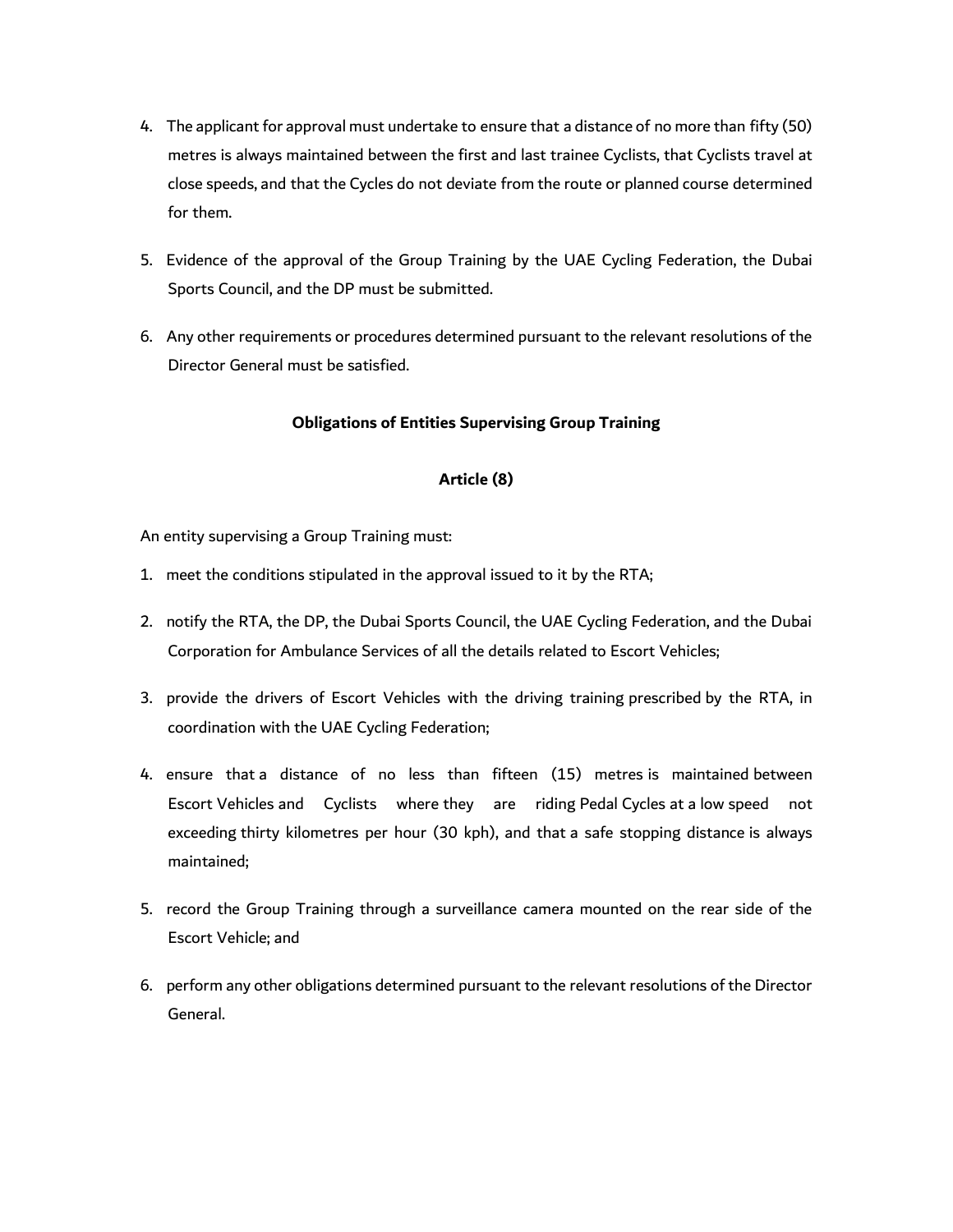4. The applicant for approval must undertake to ensure that a distance of no more than fifty (50) metres is always maintained between the first and last trainee Cyclists, that Cyclists travel at close speeds, and that the Cycles do not deviate from the route or planned course determined for them.

5. Evidence of the approval of the Group Training by the UAE Cycling Federation, the Dubai Sports Council, and the DP must be submitted.

6. Any other requirements or procedures determined pursuant to the relevant resolutions of the Director General must be satisfied.

**Obligations of Entities Supervising Group Training**

**Article (8)**

An entity supervising a Group Training must:

1. meet the conditions stipulated in the approval issued to it by the RTA;

2. notify the RTA, the DP, the Dubai Sports Council, the UAE Cycling Federation, and the Dubai Corporation for Ambulance Services of all the details related to Escort Vehicles;

3. provide the drivers of Escort Vehicles with the driving training prescribed by the RTA, in coordination with the UAE Cycling Federation;

4. ensure that a distance of no less than fifteen (15) metres is maintained between Escort Vehicles and Cyclists where they are riding Pedal Cycles at a low speed not exceeding thirty kilometres per hour (30 kph), and that a safe stopping distance is always maintained;

5. record the Group Training through a surveillance camera mounted on the rear side of the Escort Vehicle; and

6. perform any other obligations determined pursuant to the relevant resolutions of the Director General.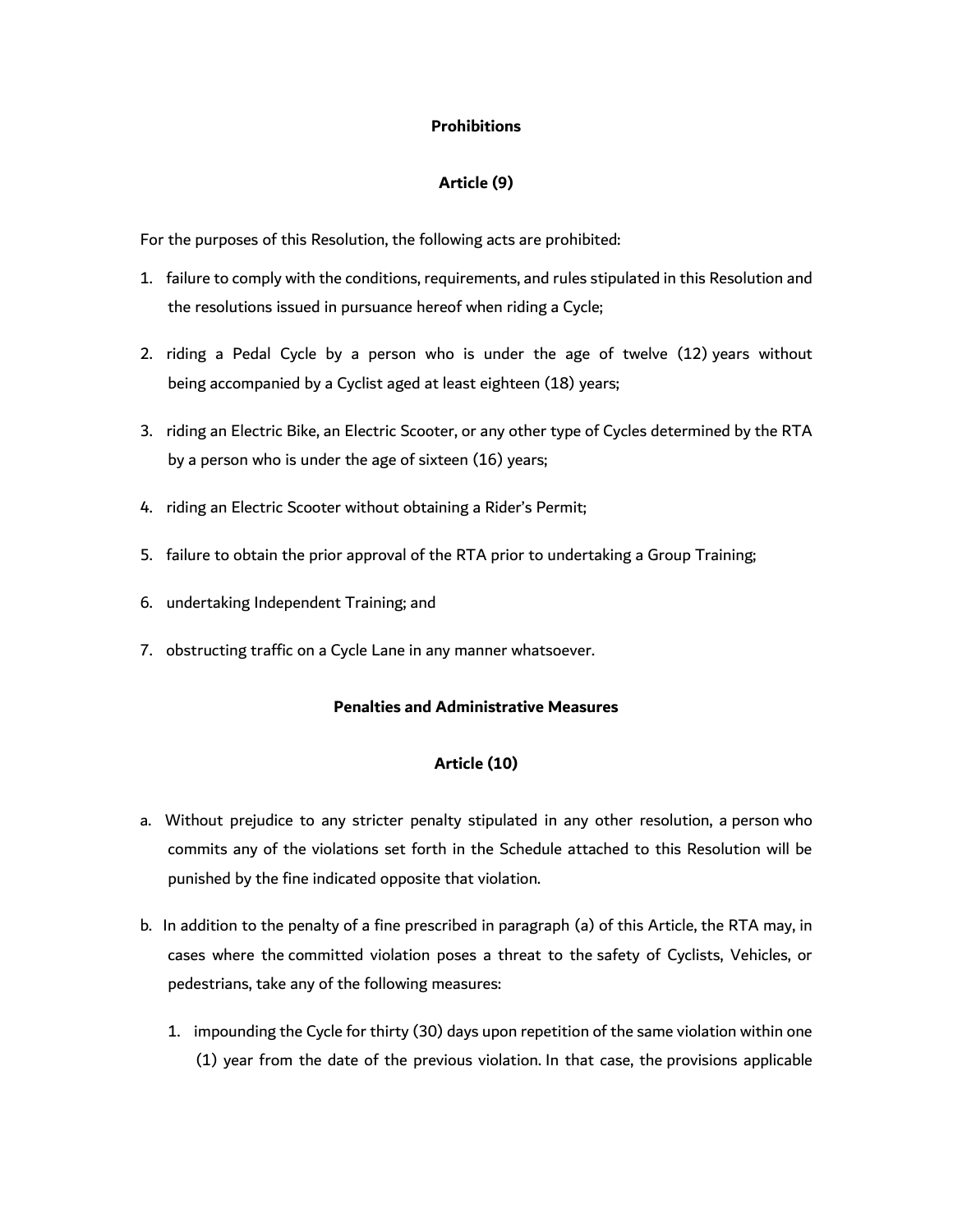## Prohibitions

## Article (9)

For the purposes of this Resolution, the following acts are prohibited:

1. failure to comply with the conditions, requirements, and rules stipulated in this Resolution and the resolutions issued in pursuance hereof when riding a Cycle;
2. riding a Pedal Cycle by a person who is under the age of twelve (12) years without being accompanied by a Cyclist aged at least eighteen (18) years;
3. riding an Electric Bike, an Electric Scooter, or any other type of Cycles determined by the RTA by a person who is under the age of sixteen (16) years;
4. riding an Electric Scooter without obtaining a Rider's Permit;
5. failure to obtain the prior approval of the RTA prior to undertaking a Group Training;
6. undertaking Independent Training; and
7. obstructing traffic on a Cycle Lane in any manner whatsoever.

## Penalties and Administrative Measures

## Article (10)

a. Without prejudice to any stricter penalty stipulated in any other resolution, a person who commits any of the violations set forth in the Schedule attached to this Resolution will be punished by the fine indicated opposite that violation.

b. In addition to the penalty of a fine prescribed in paragraph (a) of this Article, the RTA may, in cases where the committed violation poses a threat to the safety of Cyclists, Vehicles, or pedestrians, take any of the following measures:

   1. impounding the Cycle for thirty (30) days upon repetition of the same violation within one (1) year from the date of the previous violation. In that case, the provisions applicable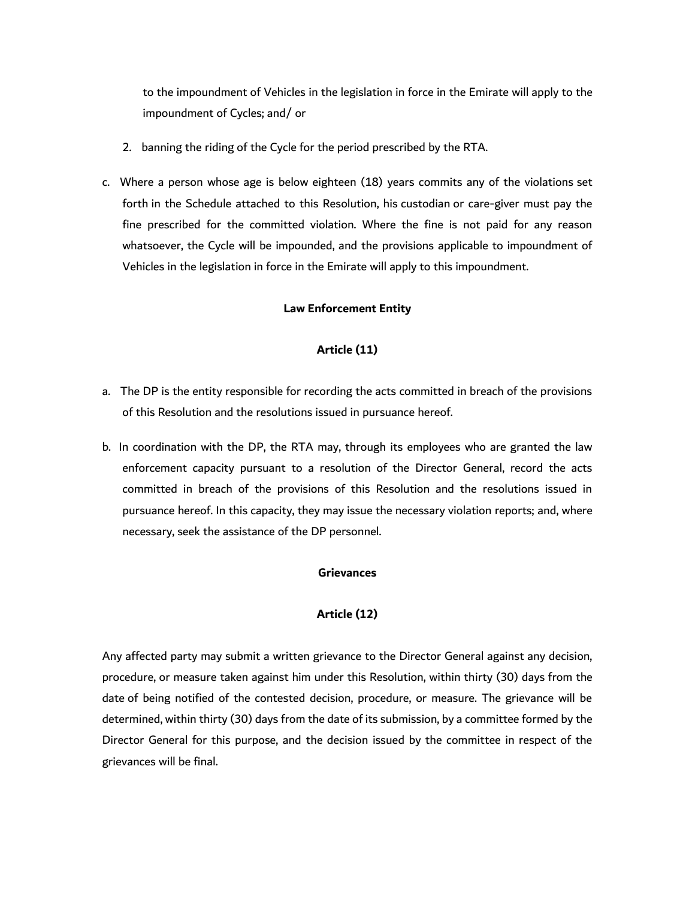to the impoundment of Vehicles in the legislation in force in the Emirate will apply to the impoundment of Cycles; and/ or

2. banning the riding of the Cycle for the period prescribed by the RTA.

c. Where a person whose age is below eighteen (18) years commits any of the violations set forth in the Schedule attached to this Resolution, his custodian or care-giver must pay the fine prescribed for the committed violation. Where the fine is not paid for any reason whatsoever, the Cycle will be impounded, and the provisions applicable to impoundment of Vehicles in the legislation in force in the Emirate will apply to this impoundment.

**Law Enforcement Entity**

**Article (11)**

a. The DP is the entity responsible for recording the acts committed in breach of the provisions of this Resolution and the resolutions issued in pursuance hereof.

b. In coordination with the DP, the RTA may, through its employees who are granted the law enforcement capacity pursuant to a resolution of the Director General, record the acts committed in breach of the provisions of this Resolution and the resolutions issued in pursuance hereof. In this capacity, they may issue the necessary violation reports; and, where necessary, seek the assistance of the DP personnel.

**Grievances**

**Article (12)**

Any affected party may submit a written grievance to the Director General against any decision, procedure, or measure taken against him under this Resolution, within thirty (30) days from the date of being notified of the contested decision, procedure, or measure. The grievance will be determined, within thirty (30) days from the date of its submission, by a committee formed by the Director General for this purpose, and the decision issued by the committee in respect of the grievances will be final.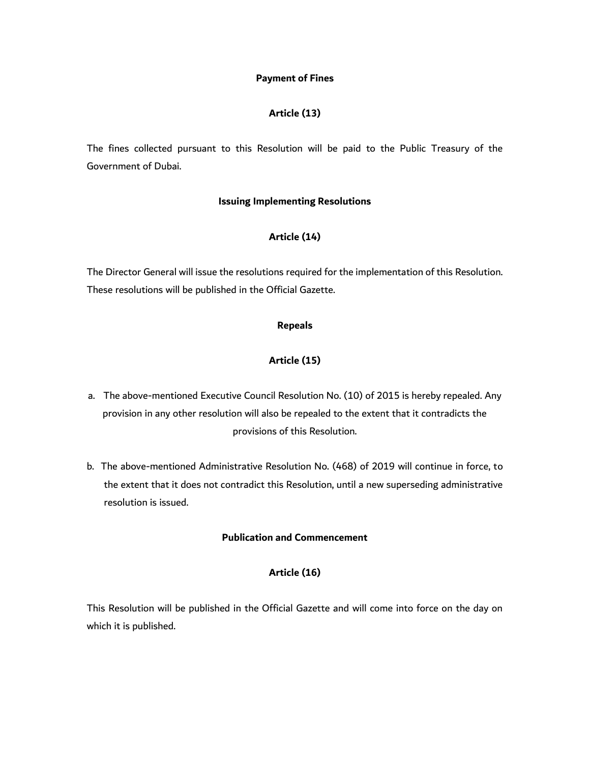**Payment of Fines**

**Article (13)**

The fines collected pursuant to this Resolution will be paid to the Public Treasury of the Government of Dubai.

**Issuing Implementing Resolutions**

**Article (14)**

The Director General will issue the resolutions required for the implementation of this Resolution. These resolutions will be published in the Official Gazette.

**Repeals**

**Article (15)**

a. The above-mentioned Executive Council Resolution No. (10) of 2015 is hereby repealed. Any provision in any other resolution will also be repealed to the extent that it contradicts the provisions of this Resolution.

b. The above-mentioned Administrative Resolution No. (468) of 2019 will continue in force, to the extent that it does not contradict this Resolution, until a new superseding administrative resolution is issued.

**Publication and Commencement**

**Article (16)**

This Resolution will be published in the Official Gazette and will come into force on the day on which it is published.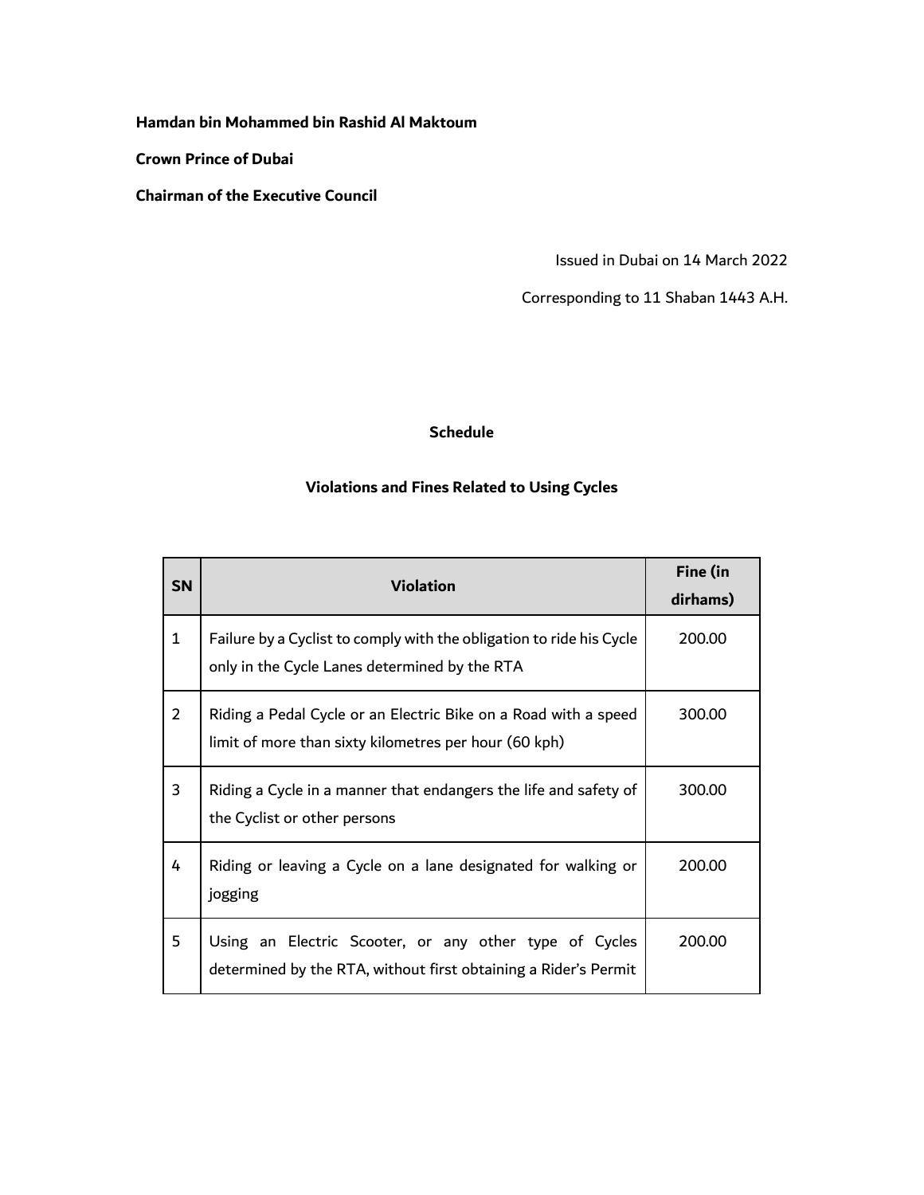**Hamdan bin Mohammed bin Rashid Al Maktoum**

**Crown Prince of Dubai**

**Chairman of the Executive Council**

Issued in Dubai on 14 March 2022

Corresponding to 11 Shaban 1443 A.H.

**Schedule**

**Violations and Fines Related to Using Cycles**

| SN | Violation | Fine (in dirhams) |
|---|---|---|
| 1 | Failure by a Cyclist to comply with the obligation to ride his Cycle only in the Cycle Lanes determined by the RTA | 200.00 |
| 2 | Riding a Pedal Cycle or an Electric Bike on a Road with a speed limit of more than sixty kilometres per hour (60 kph) | 300.00 |
| 3 | Riding a Cycle in a manner that endangers the life and safety of the Cyclist or other persons | 300.00 |
| 4 | Riding or leaving a Cycle on a lane designated for walking or jogging | 200.00 |
| 5 | Using an Electric Scooter, or any other type of Cycles determined by the RTA, without first obtaining a Rider's Permit | 200.00 |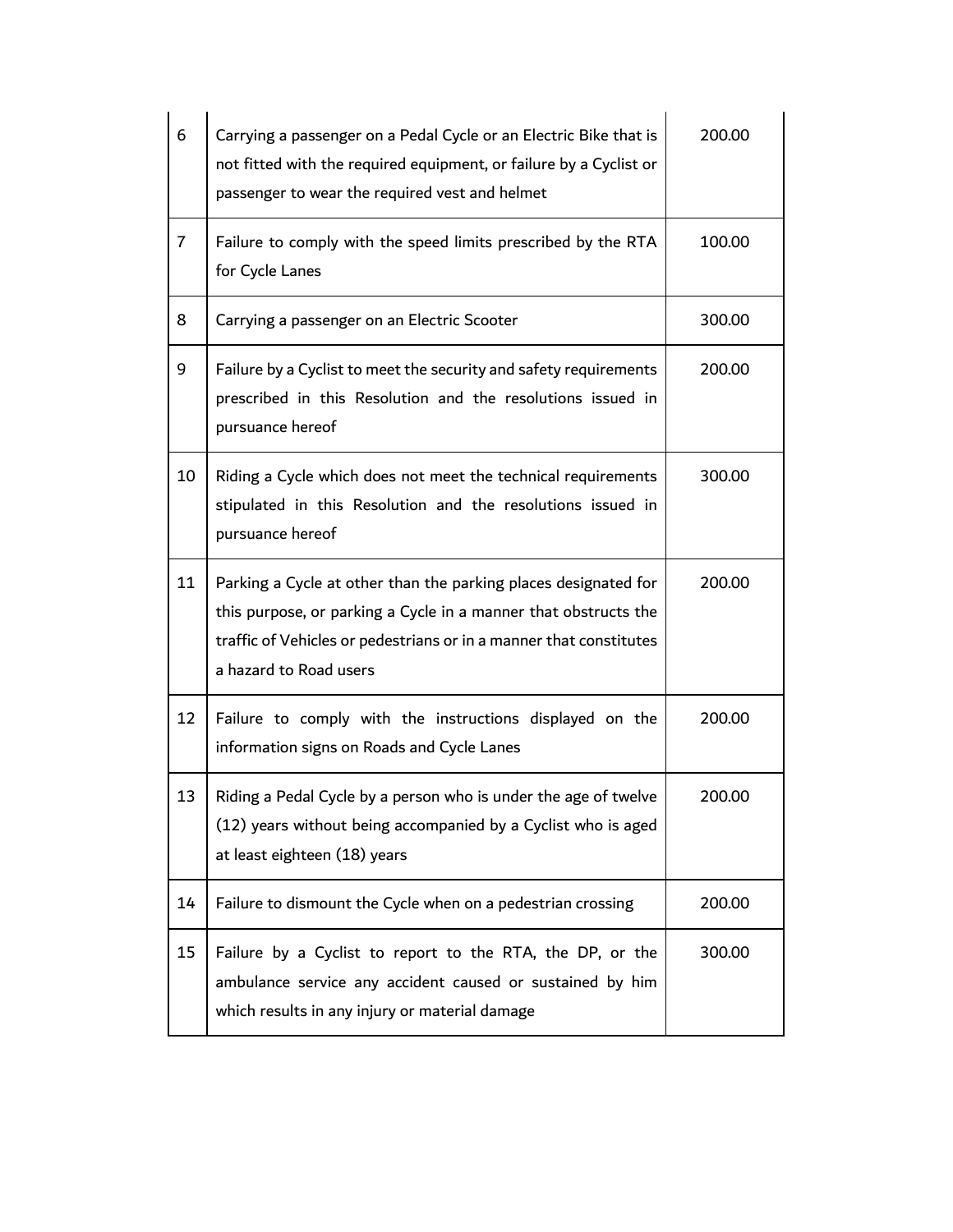| | | |
|---|---|---|
| 6 | Carrying a passenger on a Pedal Cycle or an Electric Bike that is not fitted with the required equipment, or failure by a Cyclist or passenger to wear the required vest and helmet | 200.00 |
| 7 | Failure to comply with the speed limits prescribed by the RTA for Cycle Lanes | 100.00 |
| 8 | Carrying a passenger on an Electric Scooter | 300.00 |
| 9 | Failure by a Cyclist to meet the security and safety requirements prescribed in this Resolution and the resolutions issued in pursuance hereof | 200.00 |
| 10 | Riding a Cycle which does not meet the technical requirements stipulated in this Resolution and the resolutions issued in pursuance hereof | 300.00 |
| 11 | Parking a Cycle at other than the parking places designated for this purpose, or parking a Cycle in a manner that obstructs the traffic of Vehicles or pedestrians or in a manner that constitutes a hazard to Road users | 200.00 |
| 12 | Failure to comply with the instructions displayed on the information signs on Roads and Cycle Lanes | 200.00 |
| 13 | Riding a Pedal Cycle by a person who is under the age of twelve (12) years without being accompanied by a Cyclist who is aged at least eighteen (18) years | 200.00 |
| 14 | Failure to dismount the Cycle when on a pedestrian crossing | 200.00 |
| 15 | Failure by a Cyclist to report to the RTA, the DP, or the ambulance service any accident caused or sustained by him which results in any injury or material damage | 300.00 |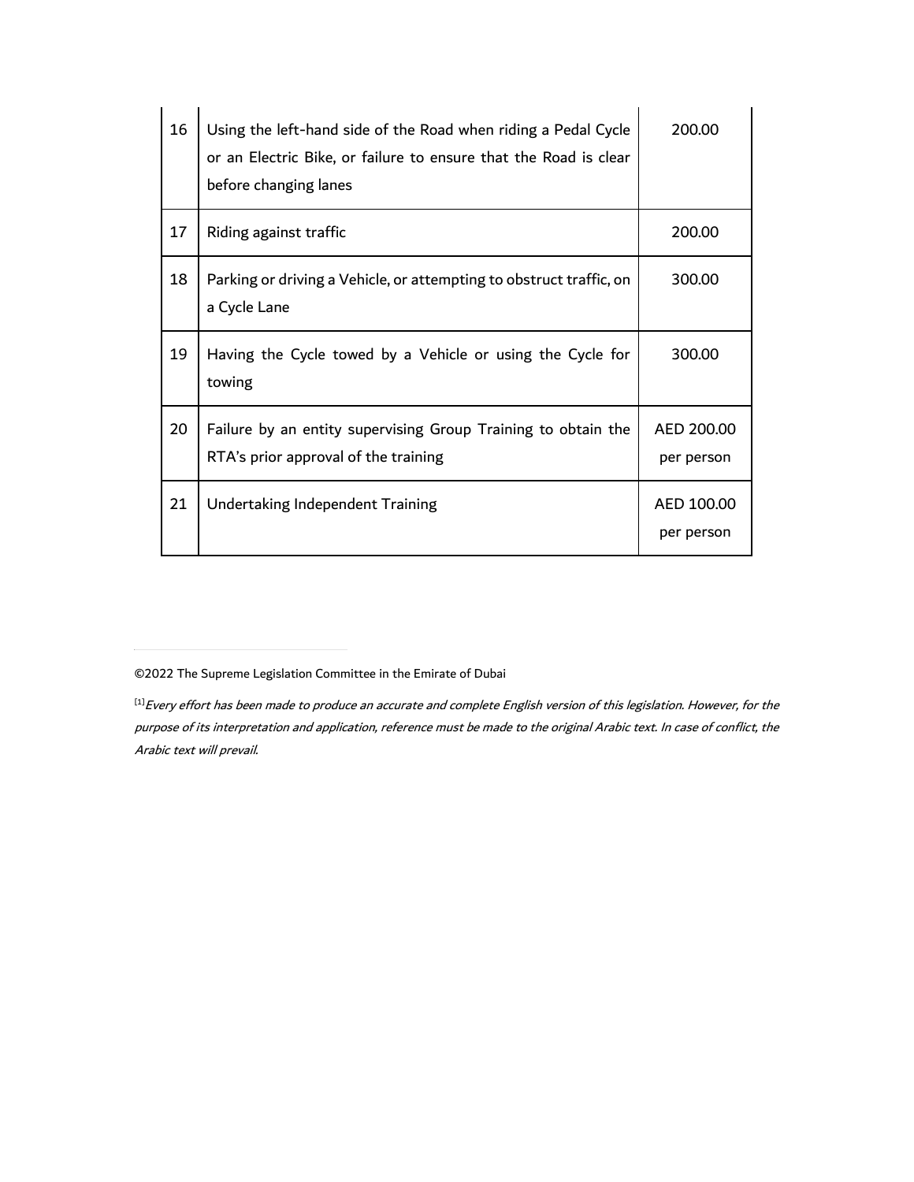| | | |
|---|---|---|
| 16 | Using the left-hand side of the Road when riding a Pedal Cycle or an Electric Bike, or failure to ensure that the Road is clear before changing lanes | 200.00 |
| 17 | Riding against traffic | 200.00 |
| 18 | Parking or driving a Vehicle, or attempting to obstruct traffic, on a Cycle Lane | 300.00 |
| 19 | Having the Cycle towed by a Vehicle or using the Cycle for towing | 300.00 |
| 20 | Failure by an entity supervising Group Training to obtain the RTA's prior approval of the training | AED 200.00 per person |
| 21 | Undertaking Independent Training | AED 100.00 per person |

©2022 The Supreme Legislation Committee in the Emirate of Dubai

[1] *Every effort has been made to produce an accurate and complete English version of this legislation. However, for the purpose of its interpretation and application, reference must be made to the original Arabic text. In case of conflict, the Arabic text will prevail.*